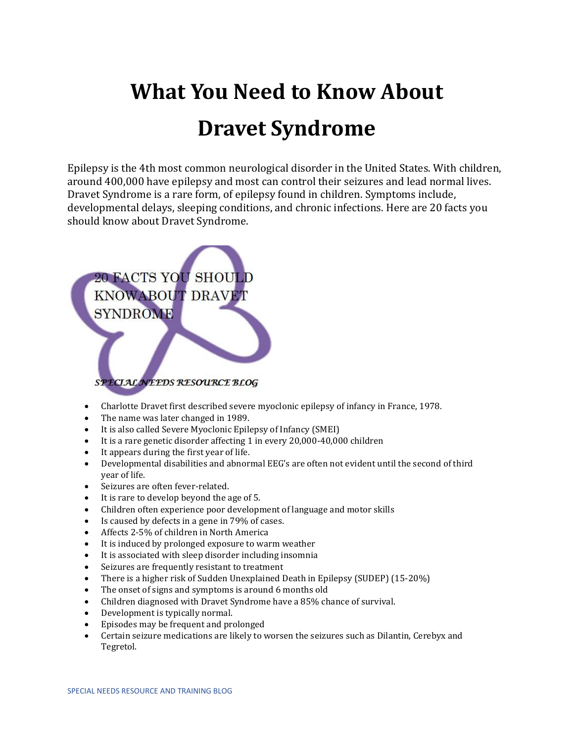# What You Need to Know About Dravet Syndrome

Epilepsy is the 4th most common neurological disorder in the United States. With children, around 400,000 have epilepsy and most can control their seizures and lead normal lives. Dravet Syndrome is a rare form, of epilepsy found in children. Symptoms include, developmental delays, sleeping conditions, and chronic infections. Here are 20 facts you should know about Dravet Syndrome.

20 FACTS YOU SHOULD KNOWABOUT DRAVET SYNDROME

SPECIAL NEEDS RESOURCE BLOG

- Charlotte Dravet first described severe myoclonic epilepsy of infancy in France, 1978.
- The name was later changed in 1989.
- It is also called Severe Myoclonic Epilepsy of Infancy (SMEI)
- It is a rare genetic disorder affecting 1 in every 20,000-40,000 children
- It appears during the first year of life.
- Developmental disabilities and abnormal EEG's are often not evident until the second of third year of life.
- Seizures are often fever-related.
- It is rare to develop beyond the age of 5.
- Children often experience poor development of language and motor skills
- Is caused by defects in a gene in 79% of cases.
- Affects 2-5% of children in North America
- It is induced by prolonged exposure to warm weather
- It is associated with sleep disorder including insomnia
- Seizures are frequently resistant to treatment
- There is a higher risk of Sudden Unexplained Death in Epilepsy (SUDEP) (15-20%)
- The onset of signs and symptoms is around 6 months old
- Children diagnosed with Dravet Syndrome have a 85% chance of survival.
- Development is typically normal.
- Episodes may be frequent and prolonged
- Certain seizure medications are likely to worsen the seizures such as Dilantin, Cerebyx and Tegretol.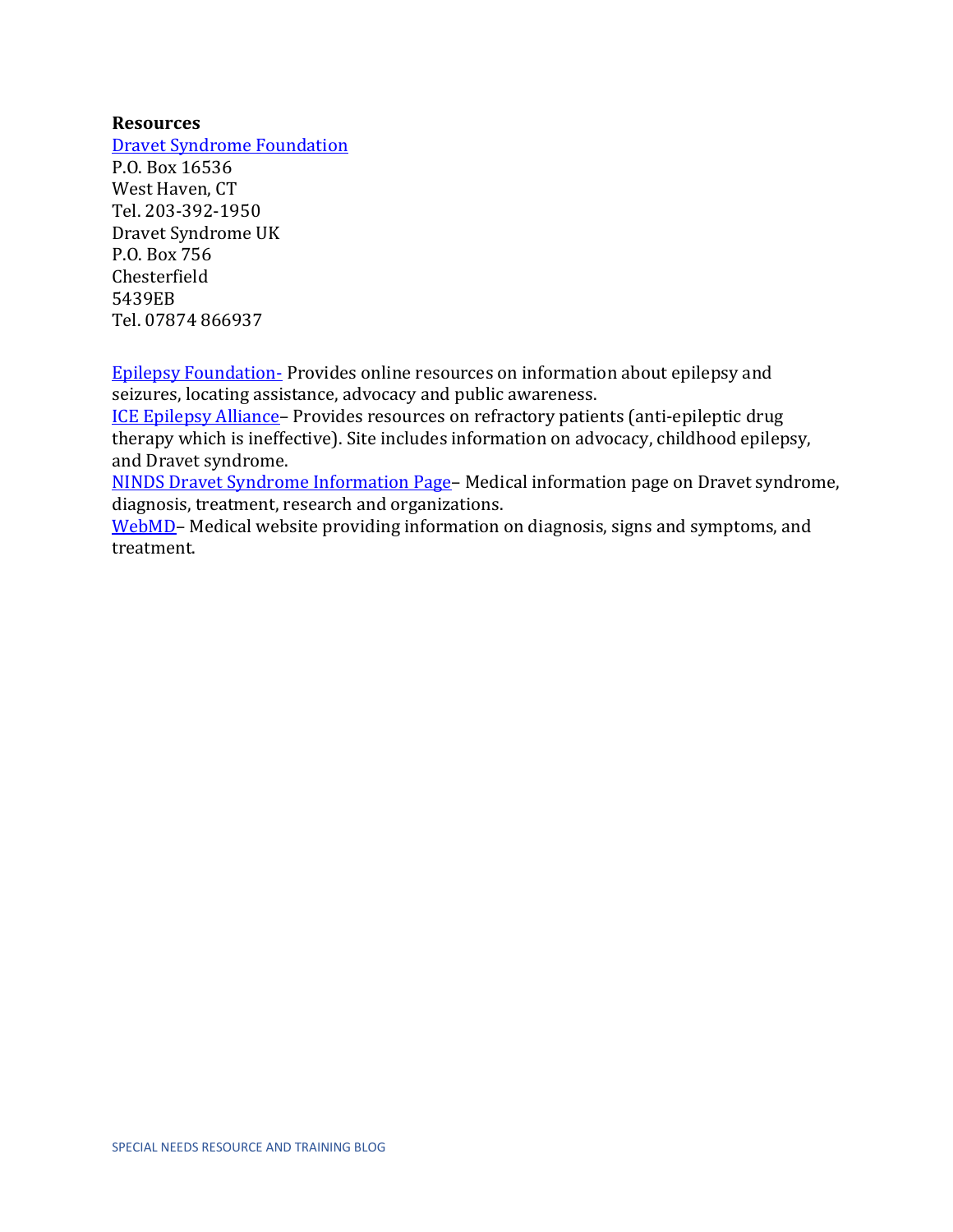**Resources**

Dravet Syndrome Foundation
P.O. Box 16536
West Haven, CT
Tel. 203-392-1950
Dravet Syndrome UK
P.O. Box 756
Chesterfield
5439EB
Tel. 07874 866937

Epilepsy Foundation- Provides online resources on information about epilepsy and seizures, locating assistance, advocacy and public awareness.
ICE Epilepsy Alliance– Provides resources on refractory patients (anti-epileptic drug therapy which is ineffective). Site includes information on advocacy, childhood epilepsy, and Dravet syndrome.
NINDS Dravet Syndrome Information Page– Medical information page on Dravet syndrome, diagnosis, treatment, research and organizations.
WebMD– Medical website providing information on diagnosis, signs and symptoms, and treatment.